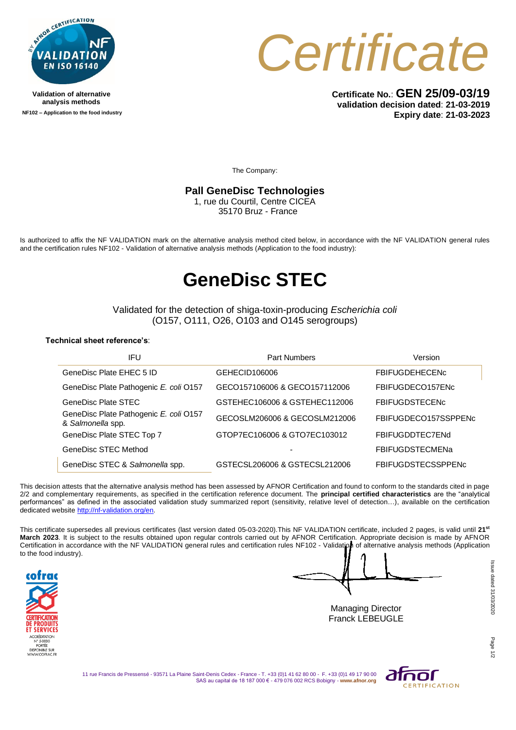NF VALIDATION EN ISO 16140 – BY AFNOR CERTIFICATION

**Validation of alternative analysis methods**

**NF102 – Application to the food industry**

# Certificate

**Certificate No.**: **GEN 25/09-03/19**
**validation decision dated**: **21-03-2019**
**Expiry date**: **21-03-2023**

The Company:

**Pall GeneDisc Technologies**
1, rue du Courtil, Centre CICEA
35170 Bruz - France

Is authorized to affix the NF VALIDATION mark on the alternative analysis method cited below, in accordance with the NF VALIDATION general rules and the certification rules NF102 - Validation of alternative analysis methods (Application to the food industry):

# GeneDisc STEC

Validated for the detection of shiga-toxin-producing *Escherichia coli*
(O157, O111, O26, O103 and O145 serogroups)

**Technical sheet reference's**:

| IFU | Part Numbers | Version |
|---|---|---|
| GeneDisc Plate EHEC 5 ID | GEHECID106006 | FBIFUGDEHECENc |
| GeneDisc Plate Pathogenic *E. coli* O157 | GECO157106006 & GECO157112006 | FBIFUGDECO157ENc |
| GeneDisc Plate STEC | GSTEHEC106006 & GSTEHEC112006 | FBIFUGDSTECENc |
| GeneDisc Plate Pathogenic *E. coli* O157 & *Salmonella* spp. | GECOSLM206006 & GECOSLM212006 | FBIFUGDECO157SSPPENc |
| GeneDisc Plate STEC Top 7 | GTOP7EC106006 & GTO7EC103012 | FBIFUGDDTEC7ENd |
| GeneDisc STEC Method | - | FBIFUGDSTECMENa |
| GeneDisc STEC & *Salmonella* spp. | GSTECSL206006 & GSTECSL212006 | FBIFUGDSTECSSPPENc |

This decision attests that the alternative analysis method has been assessed by AFNOR Certification and found to conform to the standards cited in page 2/2 and complementary requirements, as specified in the certification reference document. The **principal certified characteristics** are the "analytical performances" as defined in the associated validation study summarized report (sensitivity, relative level of detection…), available on the certification dedicated website http://nf-validation.org/en.

This certificate supersedes all previous certificates (last version dated 05-03-2020).This NF VALIDATION certificate, included 2 pages, is valid until **21st March 2023**. It is subject to the results obtained upon regular controls carried out by AFNOR Certification. Appropriate decision is made by AFNOR Certification in accordance with the NF VALIDATION general rules and certification rules NF102 - Validation of alternative analysis methods (Application to the food industry).

COFRAC CERTIFICATION DE PRODUITS ET SERVICES – ACCRÉDITATION N° 5-0030 – PORTÉE DISPONIBLE SUR WWW.COFRAC.FR

Managing Director
Franck LEBEUGLE

Issue dated 31/03/2020

11 rue Francis de Pressensé - 93571 La Plaine Saint-Denis Cedex - France - T. +33 (0)1 41 62 80 00 - F. +33 (0)1 49 17 90 00
SAS au capital de 18 187 000 € - 479 076 002 RCS Bobigny - www.afnor.org

afnor CERTIFICATION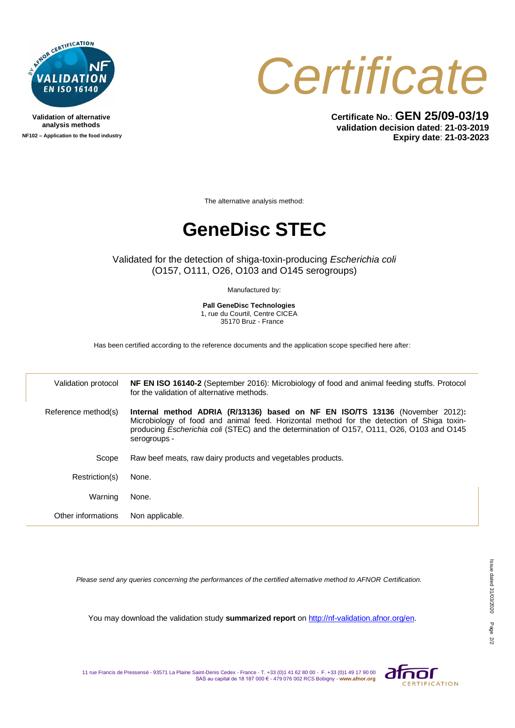Validation of alternative analysis methods

**NF102 – Application to the food industry**

# *Certificate*

**Certificate No.**: **GEN 25/09-03/19**
**validation decision dated**: **21-03-2019**
**Expiry date**: **21-03-2023**

The alternative analysis method:

# GeneDisc STEC

Validated for the detection of shiga-toxin-producing *Escherichia coli* (O157, O111, O26, O103 and O145 serogroups)

Manufactured by:

**Pall GeneDisc Technologies**
1, rue du Courtil, Centre CICEA
35170 Bruz - France

Has been certified according to the reference documents and the application scope specified here after:

| | |
|---|---|
| Validation protocol | **NF EN ISO 16140-2** (September 2016): Microbiology of food and animal feeding stuffs. Protocol for the validation of alternative methods. |
| Reference method(s) | **Internal method ADRIA (R/13136) based on NF EN ISO/TS 13136** (November 2012)**:** Microbiology of food and animal feed. Horizontal method for the detection of Shiga toxin-producing *Escherichia coli* (STEC) and the determination of O157, O111, O26, O103 and O145 serogroups - |
| Scope | Raw beef meats, raw dairy products and vegetables products. |
| Restriction(s) | None. |
| Warning | None. |
| Other informations | Non applicable. |

*Please send any queries concerning the performances of the certified alternative method to AFNOR Certification.*

You may download the validation study **summarized report** on http://nf-validation.afnor.org/en.

Issue dated 31/03/2020

11 rue Francis de Pressensé - 93571 La Plaine Saint-Denis Cedex - France - T. +33 (0)1 41 62 80 00 - F. +33 (0)1 49 17 90 00
SAS au capital de 18 187 000 € - 479 076 002 RCS Bobigny - **www.afnor.org**